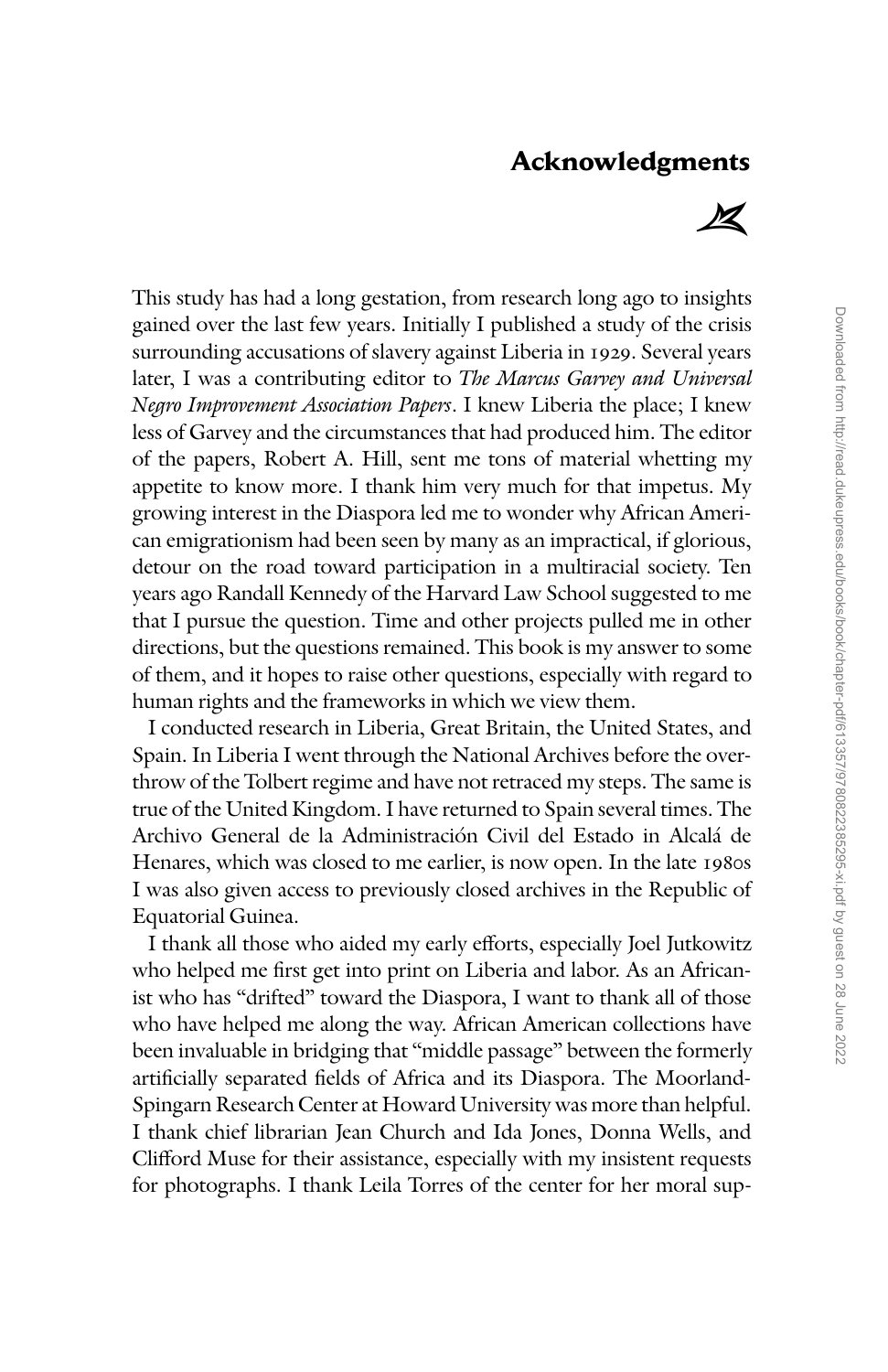# Acknowledgments

This study has had a long gestation, from research long ago to insights gained over the last few years. Initially I published a study of the crisis surrounding accusations of slavery against Liberia in 1929. Several years later, I was a contributing editor to *The Marcus Garvey and Universal Negro Improvement Association Papers*. I knew Liberia the place; I knew less of Garvey and the circumstances that had produced him. The editor of the papers, Robert A. Hill, sent me tons of material whetting my appetite to know more. I thank him very much for that impetus. My growing interest in the Diaspora led me to wonder why African American emigrationism had been seen by many as an impractical, if glorious, detour on the road toward participation in a multiracial society. Ten years ago Randall Kennedy of the Harvard Law School suggested to me that I pursue the question. Time and other projects pulled me in other directions, but the questions remained. This book is my answer to some of them, and it hopes to raise other questions, especially with regard to human rights and the frameworks in which we view them.

I conducted research in Liberia, Great Britain, the United States, and Spain. In Liberia I went through the National Archives before the overthrow of the Tolbert regime and have not retraced my steps. The same is true of the United Kingdom. I have returned to Spain several times. The Archivo General de la Administración Civil del Estado in Alcalá de Henares, which was closed to me earlier, is now open. In the late 1980s I was also given access to previously closed archives in the Republic of Equatorial Guinea.

I thank all those who aided my early efforts, especially Joel Jutkowitz who helped me first get into print on Liberia and labor. As an Africanist who has "drifted" toward the Diaspora, I want to thank all of those who have helped me along the way. African American collections have been invaluable in bridging that "middle passage" between the formerly artificially separated fields of Africa and its Diaspora. The Moorland-Spingarn Research Center at Howard University was more than helpful. I thank chief librarian Jean Church and Ida Jones, Donna Wells, and Clifford Muse for their assistance, especially with my insistent requests for photographs. I thank Leila Torres of the center for her moral sup-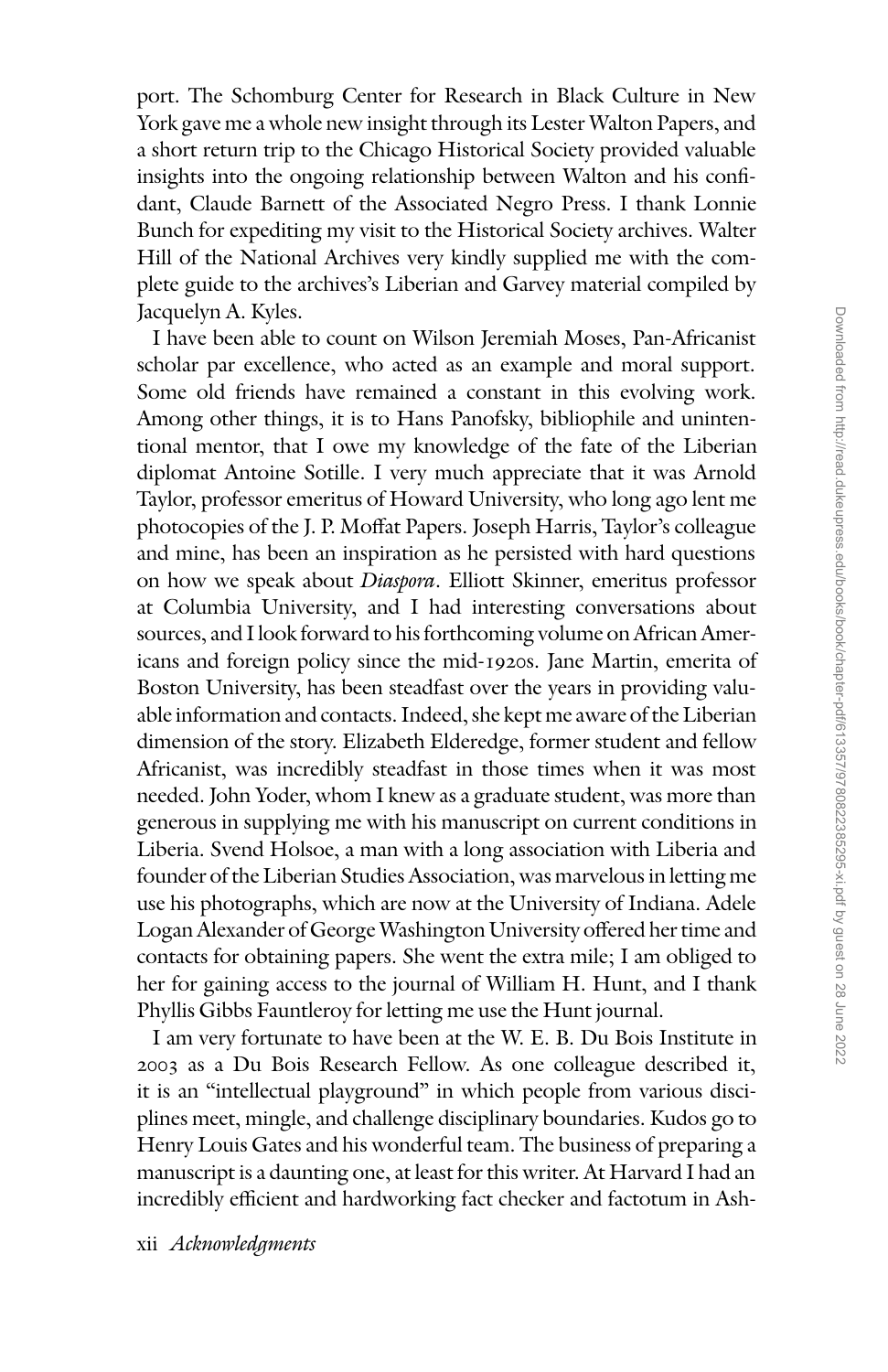port. The Schomburg Center for Research in Black Culture in New York gave me a whole new insight through its Lester Walton Papers, and a short return trip to the Chicago Historical Society provided valuable insights into the ongoing relationship between Walton and his confidant, Claude Barnett of the Associated Negro Press. I thank Lonnie Bunch for expediting my visit to the Historical Society archives. Walter Hill of the National Archives very kindly supplied me with the complete guide to the archives's Liberian and Garvey material compiled by Jacquelyn A. Kyles.

I have been able to count on Wilson Jeremiah Moses, Pan-Africanist scholar par excellence, who acted as an example and moral support. Some old friends have remained a constant in this evolving work. Among other things, it is to Hans Panofsky, bibliophile and unintentional mentor, that I owe my knowledge of the fate of the Liberian diplomat Antoine Sotille. I very much appreciate that it was Arnold Taylor, professor emeritus of Howard University, who long ago lent me photocopies of the J. P. Moffat Papers. Joseph Harris, Taylor's colleague and mine, has been an inspiration as he persisted with hard questions on how we speak about *Diaspora*. Elliott Skinner, emeritus professor at Columbia University, and I had interesting conversations about sources, and I look forward to his forthcoming volume on African Americans and foreign policy since the mid-1920s. Jane Martin, emerita of Boston University, has been steadfast over the years in providing valuable information and contacts. Indeed, she kept me aware of the Liberian dimension of the story. Elizabeth Elderedge, former student and fellow Africanist, was incredibly steadfast in those times when it was most needed. John Yoder, whom I knew as a graduate student, was more than generous in supplying me with his manuscript on current conditions in Liberia. Svend Holsoe, a man with a long association with Liberia and founder of the Liberian Studies Association, was marvelous in letting me use his photographs, which are now at the University of Indiana. Adele Logan Alexander of George Washington University offered her time and contacts for obtaining papers. She went the extra mile; I am obliged to her for gaining access to the journal of William H. Hunt, and I thank Phyllis Gibbs Fauntleroy for letting me use the Hunt journal.

I am very fortunate to have been at the W. E. B. Du Bois Institute in 2003 as a Du Bois Research Fellow. As one colleague described it, it is an "intellectual playground" in which people from various disciplines meet, mingle, and challenge disciplinary boundaries. Kudos go to Henry Louis Gates and his wonderful team. The business of preparing a manuscript is a daunting one, at least for this writer. At Harvard I had an incredibly efficient and hardworking fact checker and factotum in Ash-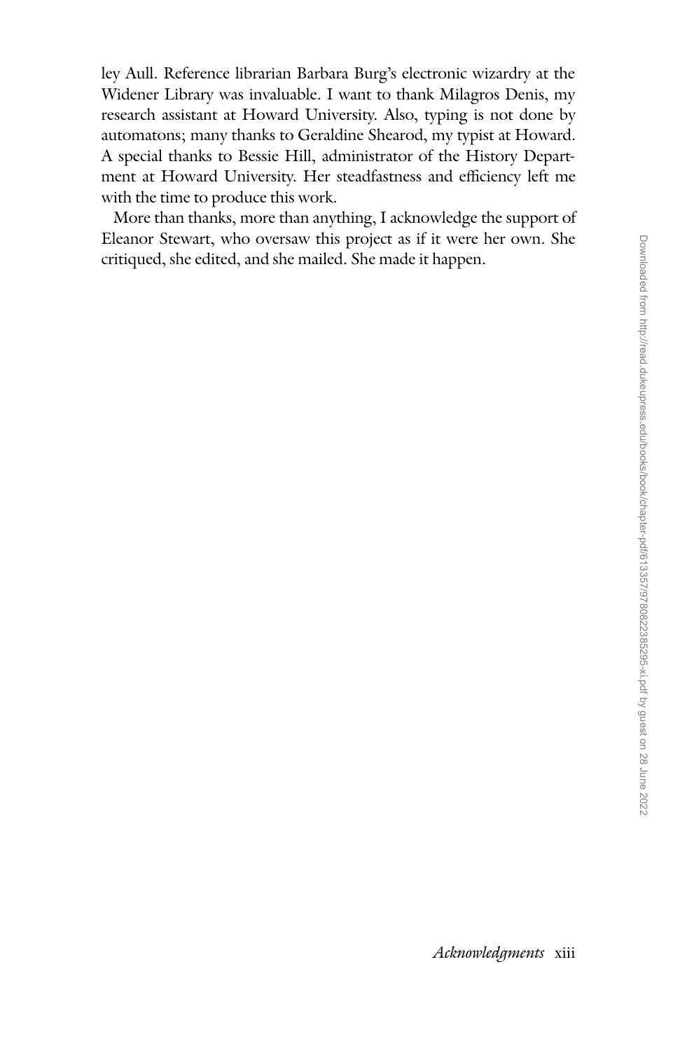ley Aull. Reference librarian Barbara Burg's electronic wizardry at the Widener Library was invaluable. I want to thank Milagros Denis, my research assistant at Howard University. Also, typing is not done by automatons; many thanks to Geraldine Shearod, my typist at Howard. A special thanks to Bessie Hill, administrator of the History Department at Howard University. Her steadfastness and efficiency left me with the time to produce this work.

More than thanks, more than anything, I acknowledge the support of Eleanor Stewart, who oversaw this project as if it were her own. She critiqued, she edited, and she mailed. She made it happen.